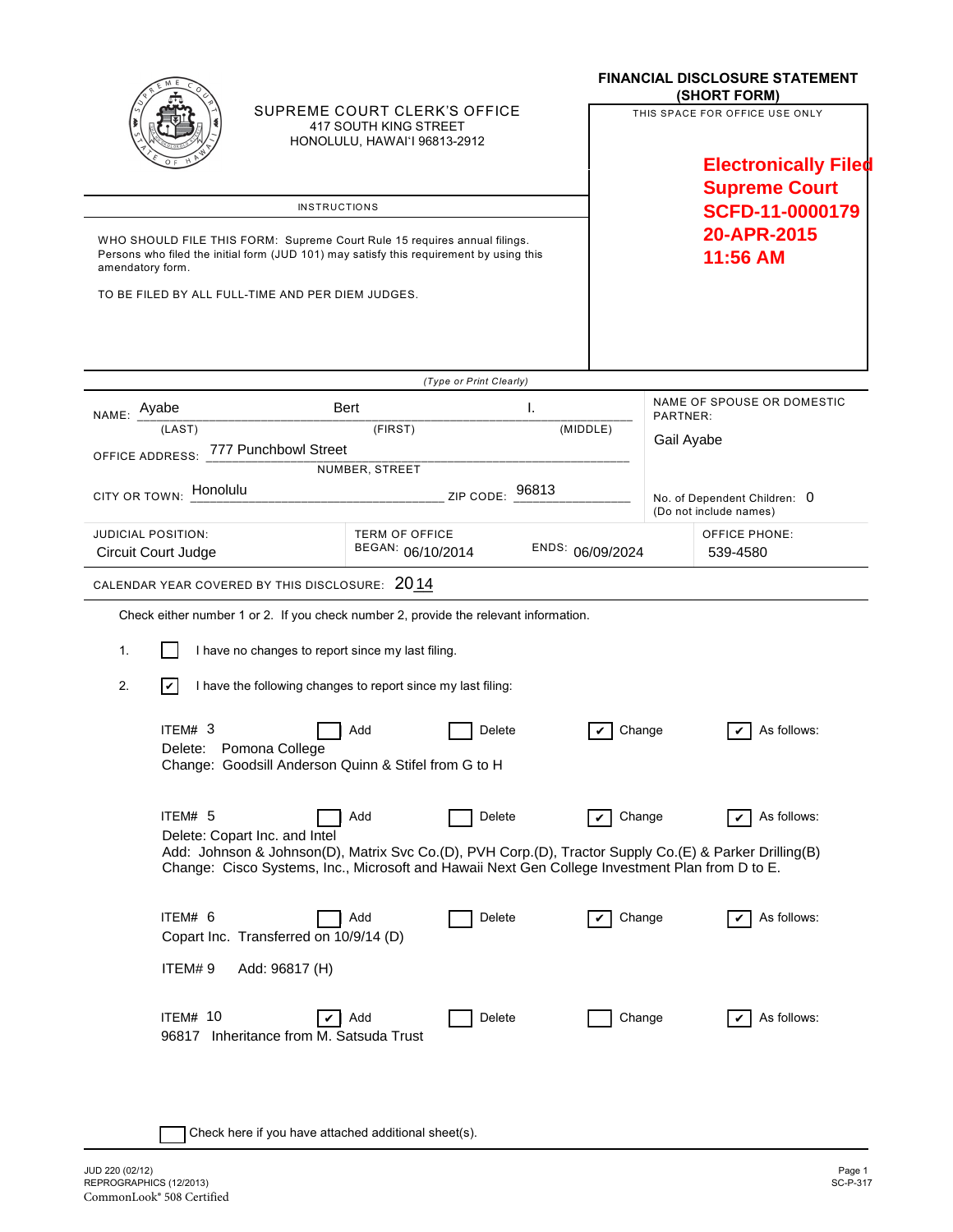SUPREME COURT CLERK'S OFFICE
417 SOUTH KING STREET
HONOLULU, HAWAI'I 96813-2912

# FINANCIAL DISCLOSURE STATEMENT (SHORT FORM)

THIS SPACE FOR OFFICE USE ONLY

**Electronically Filed**
**Supreme Court**
**SCFD-11-0000179**
**20-APR-2015**
**11:56 AM**

## INSTRUCTIONS

WHO SHOULD FILE THIS FORM: Supreme Court Rule 15 requires annual filings. Persons who filed the initial form (JUD 101) may satisfy this requirement by using this amendatory form.

TO BE FILED BY ALL FULL-TIME AND PER DIEM JUDGES.

*(Type or Print Clearly)*

NAME: Ayabe (LAST) Bert (FIRST) I. (MIDDLE)

OFFICE ADDRESS: 777 Punchbowl Street (NUMBER, STREET)

CITY OR TOWN: Honolulu ZIP CODE: 96813

NAME OF SPOUSE OR DOMESTIC PARTNER: Gail Ayabe

No. of Dependent Children: 0 (Do not include names)

JUDICIAL POSITION: Circuit Court Judge

TERM OF OFFICE BEGAN: 06/10/2014 ENDS: 06/09/2024

OFFICE PHONE: 539-4580

CALENDAR YEAR COVERED BY THIS DISCLOSURE: 2014

Check either number 1 or 2. If you check number 2, provide the relevant information.

1. ☐ I have no changes to report since my last filing.

2. ☑ I have the following changes to report since my last filing:

ITEM# 3 ☐ Add ☐ Delete ☑ Change ☑ As follows:
Delete: Pomona College
Change: Goodsill Anderson Quinn & Stifel from G to H

ITEM# 5 ☐ Add ☐ Delete ☑ Change ☑ As follows:
Delete: Copart Inc. and Intel
Add: Johnson & Johnson(D), Matrix Svc Co.(D), PVH Corp.(D), Tractor Supply Co.(E) & Parker Drilling(B)
Change: Cisco Systems, Inc., Microsoft and Hawaii Next Gen College Investment Plan from D to E.

ITEM# 6 ☐ Add ☐ Delete ☑ Change ☑ As follows:
Copart Inc. Transferred on 10/9/14 (D)

ITEM# 9 Add: 96817 (H)

ITEM# 10 ☑ Add ☐ Delete ☐ Change ☑ As follows:
96817 Inheritance from M. Satsuda Trust

☐ Check here if you have attached additional sheet(s).

JUD 220 (02/12)
REPROGRAPHICS (12/2013)
CommonLook® 508 Certified

SC-P-317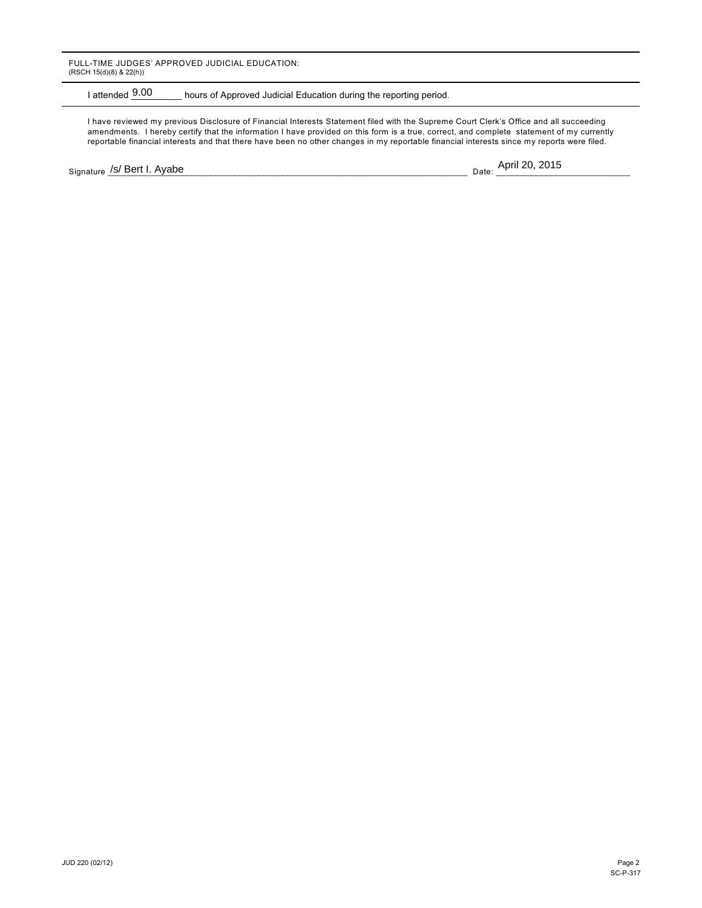FULL-TIME JUDGES' APPROVED JUDICIAL EDUCATION:
(RSCH 15(d)(8) & 22(h))

I attended 9.00 hours of Approved Judicial Education during the reporting period.

I have reviewed my previous Disclosure of Financial Interests Statement filed with the Supreme Court Clerk's Office and all succeeding amendments. I hereby certify that the information I have provided on this form is a true, correct, and complete statement of my currently reportable financial interests and that there have been no other changes in my reportable financial interests since my reports were filed.

Signature /s/ Bert I. Ayabe     Date: April 20, 2015

JUD 220 (02/12)

SC-P-317